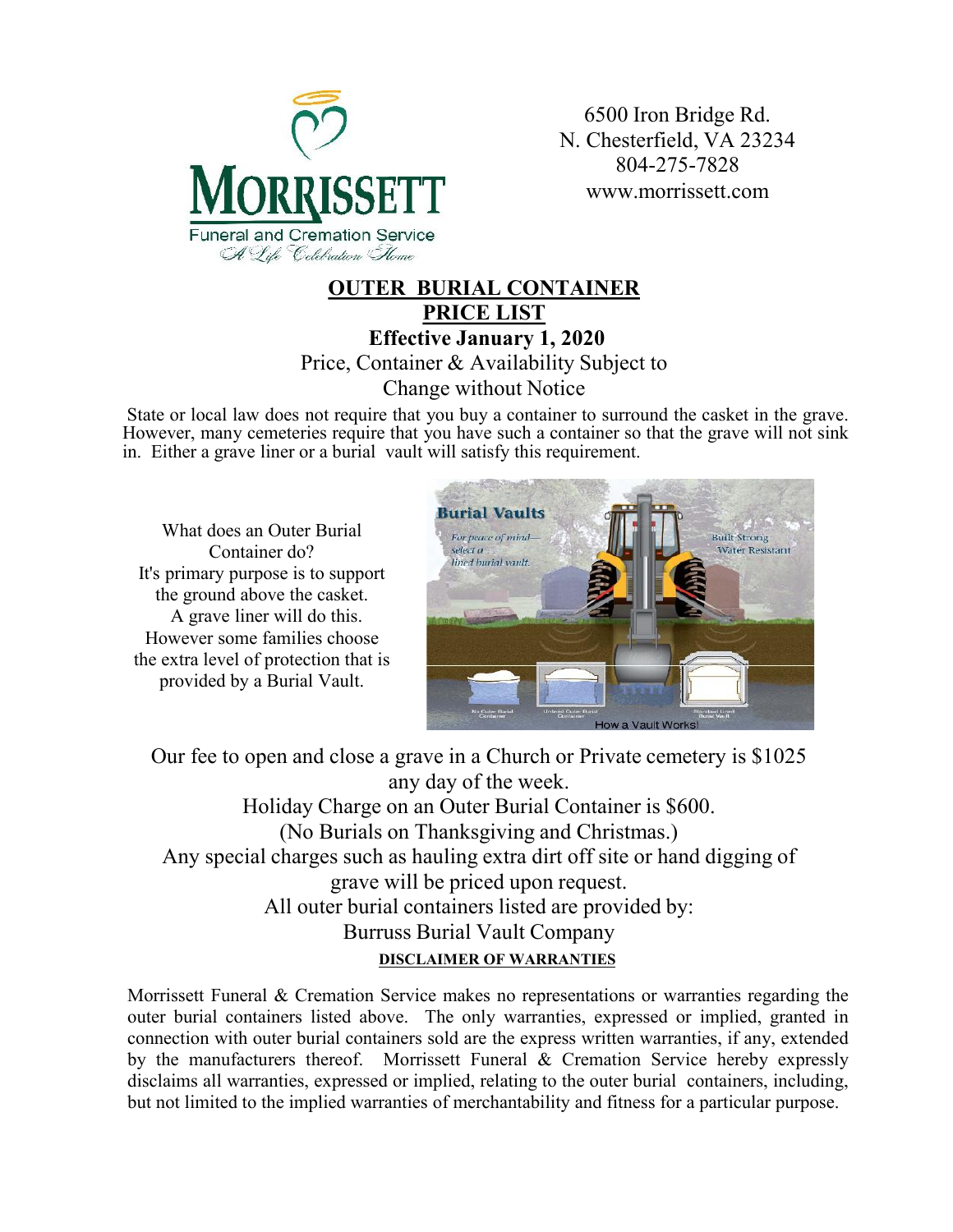Morrissett Funeral and Cremation Service
A Life Celebration Home

6500 Iron Bridge Rd.
N. Chesterfield, VA 23234
804-275-7828
www.morrissett.com

# OUTER BURIAL CONTAINER PRICE LIST

**Effective January 1, 2020**

Price, Container & Availability Subject to Change without Notice

State or local law does not require that you buy a container to surround the casket in the grave. However, many cemeteries require that you have such a container so that the grave will not sink in. Either a grave liner or a burial vault will satisfy this requirement.

What does an Outer Burial Container do?
It's primary purpose is to support the ground above the casket.
A grave liner will do this.
However some families choose the extra level of protection that is provided by a Burial Vault.

Our fee to open and close a grave in a Church or Private cemetery is $1025 any day of the week.

Holiday Charge on an Outer Burial Container is $600.
(No Burials on Thanksgiving and Christmas.)

Any special charges such as hauling extra dirt off site or hand digging of grave will be priced upon request.

All outer burial containers listed are provided by:
Burruss Burial Vault Company

**DISCLAIMER OF WARRANTIES**

Morrissett Funeral & Cremation Service makes no representations or warranties regarding the outer burial containers listed above. The only warranties, expressed or implied, granted in connection with outer burial containers sold are the express written warranties, if any, extended by the manufacturers thereof. Morrissett Funeral & Cremation Service hereby expressly disclaims all warranties, expressed or implied, relating to the outer burial containers, including, but not limited to the implied warranties of merchantability and fitness for a particular purpose.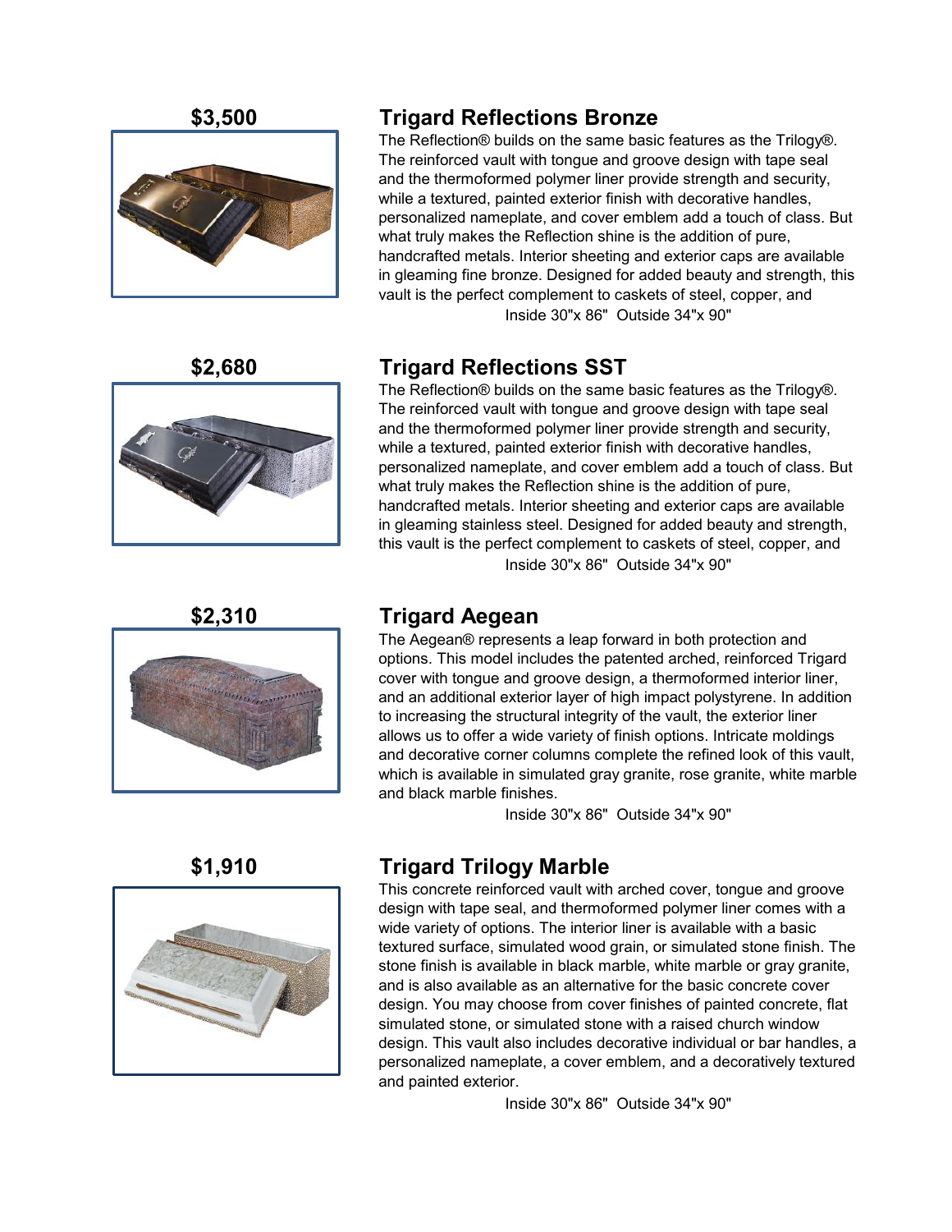**$3,500**

## Trigard Reflections Bronze

The Reflection® builds on the same basic features as the Trilogy®. The reinforced vault with tongue and groove design with tape seal and the thermoformed polymer liner provide strength and security, while a textured, painted exterior finish with decorative handles, personalized nameplate, and cover emblem add a touch of class. But what truly makes the Reflection shine is the addition of pure, handcrafted metals. Interior sheeting and exterior caps are available in gleaming fine bronze. Designed for added beauty and strength, this vault is the perfect complement to caskets of steel, copper, and

Inside 30"x 86"  Outside 34"x 90"

**$2,680**

## Trigard Reflections SST

The Reflection® builds on the same basic features as the Trilogy®. The reinforced vault with tongue and groove design with tape seal and the thermoformed polymer liner provide strength and security, while a textured, painted exterior finish with decorative handles, personalized nameplate, and cover emblem add a touch of class. But what truly makes the Reflection shine is the addition of pure, handcrafted metals. Interior sheeting and exterior caps are available in gleaming stainless steel. Designed for added beauty and strength, this vault is the perfect complement to caskets of steel, copper, and

Inside 30"x 86"  Outside 34"x 90"

**$2,310**

## Trigard Aegean

The Aegean® represents a leap forward in both protection and options. This model includes the patented arched, reinforced Trigard cover with tongue and groove design, a thermoformed interior liner, and an additional exterior layer of high impact polystyrene. In addition to increasing the structural integrity of the vault, the exterior liner allows us to offer a wide variety of finish options. Intricate moldings and decorative corner columns complete the refined look of this vault, which is available in simulated gray granite, rose granite, white marble and black marble finishes.

Inside 30"x 86"  Outside 34"x 90"

**$1,910**

## Trigard Trilogy Marble

This concrete reinforced vault with arched cover, tongue and groove design with tape seal, and thermoformed polymer liner comes with a wide variety of options. The interior liner is available with a basic textured surface, simulated wood grain, or simulated stone finish. The stone finish is available in black marble, white marble or gray granite, and is also available as an alternative for the basic concrete cover design. You may choose from cover finishes of painted concrete, flat simulated stone, or simulated stone with a raised church window design. This vault also includes decorative individual or bar handles, a personalized nameplate, a cover emblem, and a decoratively textured and painted exterior.

Inside 30"x 86"  Outside 34"x 90"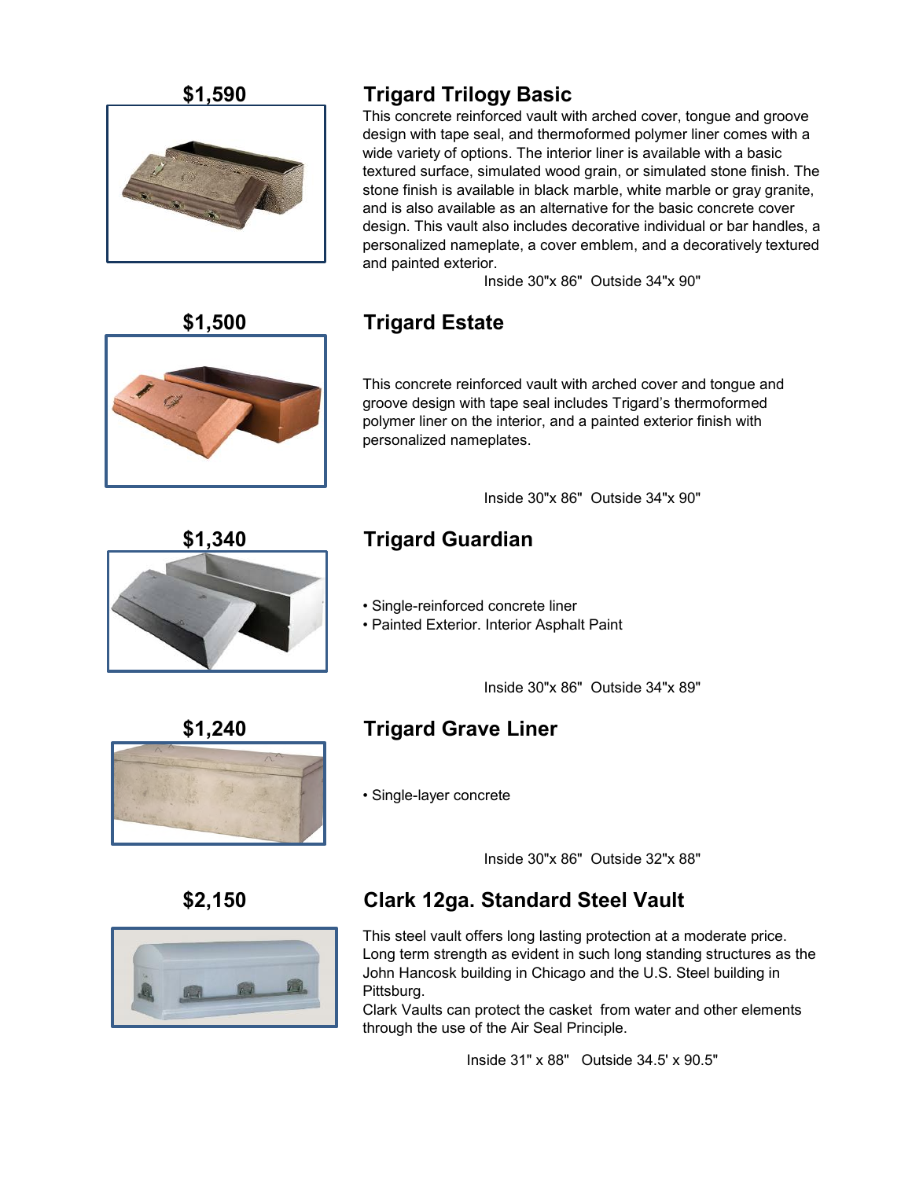**$1,590**

## Trigard Trilogy Basic

This concrete reinforced vault with arched cover, tongue and groove design with tape seal, and thermoformed polymer liner comes with a wide variety of options. The interior liner is available with a basic textured surface, simulated wood grain, or simulated stone finish. The stone finish is available in black marble, white marble or gray granite, and is also available as an alternative for the basic concrete cover design. This vault also includes decorative individual or bar handles, a personalized nameplate, a cover emblem, and a decoratively textured and painted exterior.

Inside 30"x 86"  Outside 34"x 90"

**$1,500**

## Trigard Estate

This concrete reinforced vault with arched cover and tongue and groove design with tape seal includes Trigard's thermoformed polymer liner on the interior, and a painted exterior finish with personalized nameplates.

Inside 30"x 86"  Outside 34"x 90"

**$1,340**

## Trigard Guardian

- Single-reinforced concrete liner
- Painted Exterior. Interior Asphalt Paint

Inside 30"x 86"  Outside 34"x 89"

**$1,240**

## Trigard Grave Liner

- Single-layer concrete

Inside 30"x 86"  Outside 32"x 88"

**$2,150**

## Clark 12ga. Standard Steel Vault

This steel vault offers long lasting protection at a moderate price. Long term strength as evident in such long standing structures as the John Hancosk building in Chicago and the U.S. Steel building in Pittsburg.

Clark Vaults can protect the casket from water and other elements through the use of the Air Seal Principle.

Inside 31" x 88"   Outside 34.5' x 90.5"